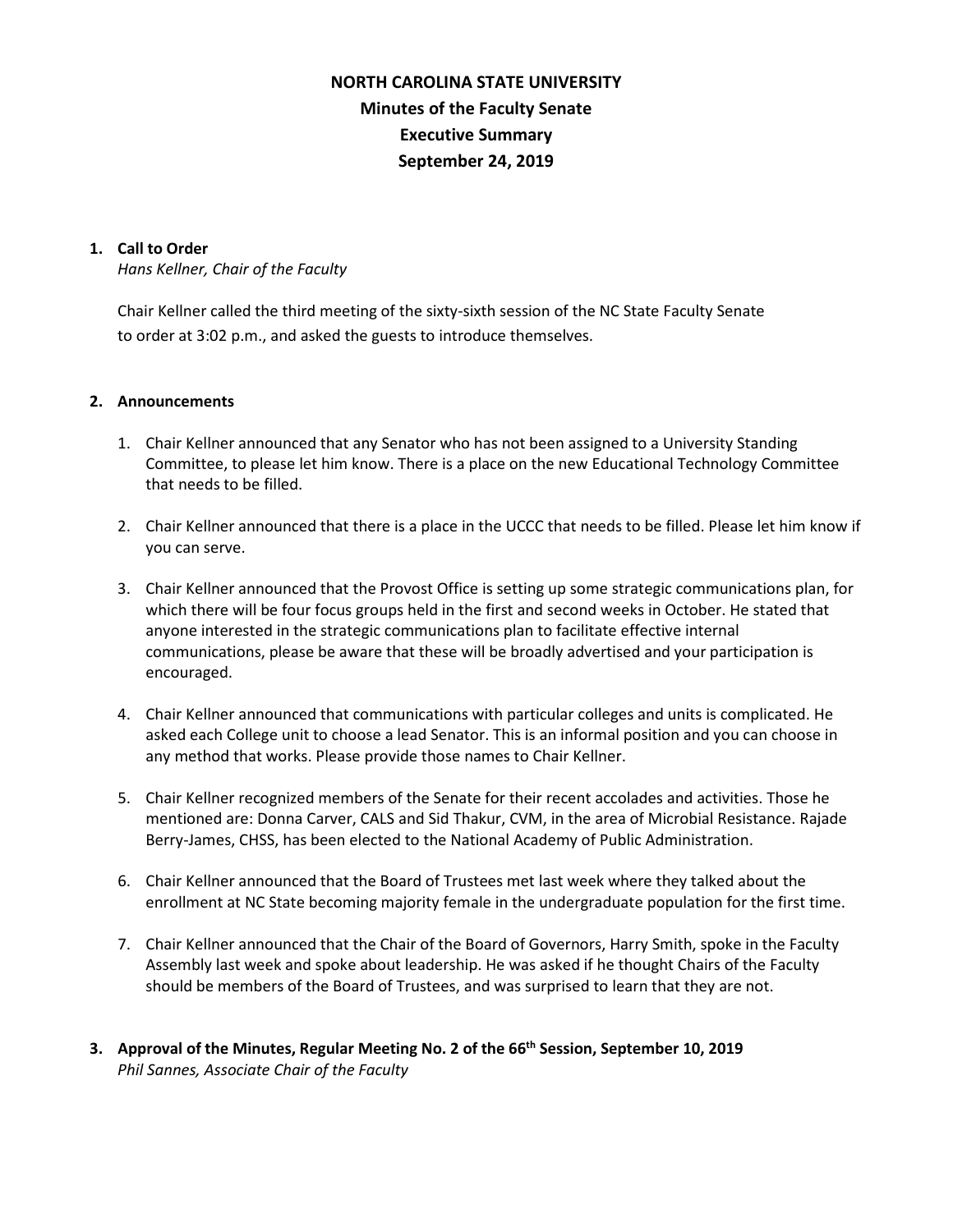# NORTH CAROLINA STATE UNIVERSITY
## Minutes of the Faculty Senate
## Executive Summary
## September 24, 2019

**1. Call to Order**
*Hans Kellner, Chair of the Faculty*

Chair Kellner called the third meeting of the sixty-sixth session of the NC State Faculty Senate to order at 3:02 p.m., and asked the guests to introduce themselves.

**2. Announcements**

1. Chair Kellner announced that any Senator who has not been assigned to a University Standing Committee, to please let him know. There is a place on the new Educational Technology Committee that needs to be filled.

2. Chair Kellner announced that there is a place in the UCCC that needs to be filled. Please let him know if you can serve.

3. Chair Kellner announced that the Provost Office is setting up some strategic communications plan, for which there will be four focus groups held in the first and second weeks in October. He stated that anyone interested in the strategic communications plan to facilitate effective internal communications, please be aware that these will be broadly advertised and your participation is encouraged.

4. Chair Kellner announced that communications with particular colleges and units is complicated. He asked each College unit to choose a lead Senator. This is an informal position and you can choose in any method that works. Please provide those names to Chair Kellner.

5. Chair Kellner recognized members of the Senate for their recent accolades and activities. Those he mentioned are: Donna Carver, CALS and Sid Thakur, CVM, in the area of Microbial Resistance. Rajade Berry-James, CHSS, has been elected to the National Academy of Public Administration.

6. Chair Kellner announced that the Board of Trustees met last week where they talked about the enrollment at NC State becoming majority female in the undergraduate population for the first time.

7. Chair Kellner announced that the Chair of the Board of Governors, Harry Smith, spoke in the Faculty Assembly last week and spoke about leadership. He was asked if he thought Chairs of the Faculty should be members of the Board of Trustees, and was surprised to learn that they are not.

**3. Approval of the Minutes, Regular Meeting No. 2 of the 66th Session, September 10, 2019**
*Phil Sannes, Associate Chair of the Faculty*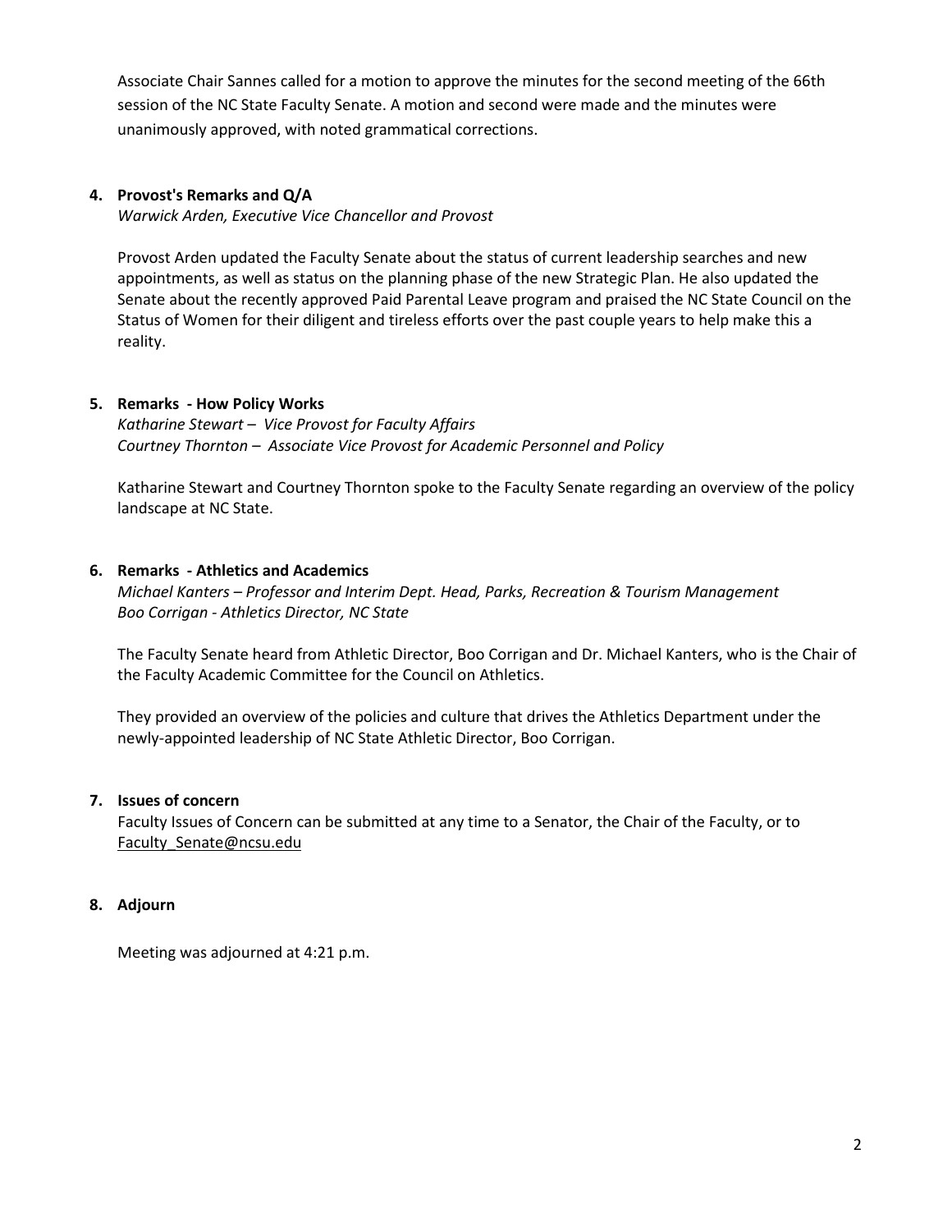Associate Chair Sannes called for a motion to approve the minutes for the second meeting of the 66th session of the NC State Faculty Senate. A motion and second were made and the minutes were unanimously approved, with noted grammatical corrections.

**4. Provost's Remarks and Q/A**

*Warwick Arden, Executive Vice Chancellor and Provost*

Provost Arden updated the Faculty Senate about the status of current leadership searches and new appointments, as well as status on the planning phase of the new Strategic Plan. He also updated the Senate about the recently approved Paid Parental Leave program and praised the NC State Council on the Status of Women for their diligent and tireless efforts over the past couple years to help make this a reality.

**5. Remarks - How Policy Works**

*Katharine Stewart – Vice Provost for Faculty Affairs*
*Courtney Thornton – Associate Vice Provost for Academic Personnel and Policy*

Katharine Stewart and Courtney Thornton spoke to the Faculty Senate regarding an overview of the policy landscape at NC State.

**6. Remarks - Athletics and Academics**

*Michael Kanters – Professor and Interim Dept. Head, Parks, Recreation & Tourism Management*
*Boo Corrigan - Athletics Director, NC State*

The Faculty Senate heard from Athletic Director, Boo Corrigan and Dr. Michael Kanters, who is the Chair of the Faculty Academic Committee for the Council on Athletics.

They provided an overview of the policies and culture that drives the Athletics Department under the newly-appointed leadership of NC State Athletic Director, Boo Corrigan.

**7. Issues of concern**

Faculty Issues of Concern can be submitted at any time to a Senator, the Chair of the Faculty, or to Faculty_Senate@ncsu.edu

**8. Adjourn**

Meeting was adjourned at 4:21 p.m.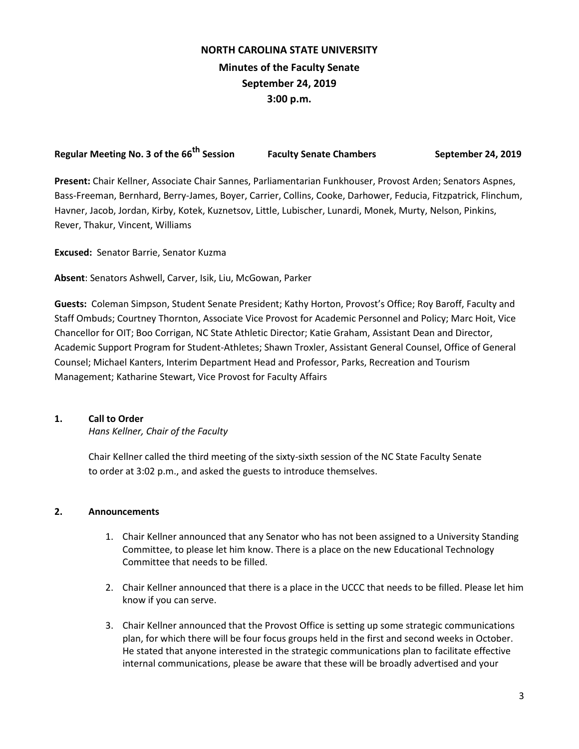# NORTH CAROLINA STATE UNIVERSITY

## Minutes of the Faculty Senate

## September 24, 2019

## 3:00 p.m.

**Regular Meeting No. 3 of the 66th Session** **Faculty Senate Chambers** **September 24, 2019**

**Present:** Chair Kellner, Associate Chair Sannes, Parliamentarian Funkhouser, Provost Arden; Senators Aspnes, Bass-Freeman, Bernhard, Berry-James, Boyer, Carrier, Collins, Cooke, Darhower, Feducia, Fitzpatrick, Flinchum, Havner, Jacob, Jordan, Kirby, Kotek, Kuznetsov, Little, Lubischer, Lunardi, Monek, Murty, Nelson, Pinkins, Rever, Thakur, Vincent, Williams

**Excused:** Senator Barrie, Senator Kuzma

**Absent**: Senators Ashwell, Carver, Isik, Liu, McGowan, Parker

**Guests:** Coleman Simpson, Student Senate President; Kathy Horton, Provost's Office; Roy Baroff, Faculty and Staff Ombuds; Courtney Thornton, Associate Vice Provost for Academic Personnel and Policy; Marc Hoit, Vice Chancellor for OIT; Boo Corrigan, NC State Athletic Director; Katie Graham, Assistant Dean and Director, Academic Support Program for Student-Athletes; Shawn Troxler, Assistant General Counsel, Office of General Counsel; Michael Kanters, Interim Department Head and Professor, Parks, Recreation and Tourism Management; Katharine Stewart, Vice Provost for Faculty Affairs

### 1. Call to Order

*Hans Kellner, Chair of the Faculty*

Chair Kellner called the third meeting of the sixty-sixth session of the NC State Faculty Senate to order at 3:02 p.m., and asked the guests to introduce themselves.

### 2. Announcements

1. Chair Kellner announced that any Senator who has not been assigned to a University Standing Committee, to please let him know. There is a place on the new Educational Technology Committee that needs to be filled.
2. Chair Kellner announced that there is a place in the UCCC that needs to be filled. Please let him know if you can serve.
3. Chair Kellner announced that the Provost Office is setting up some strategic communications plan, for which there will be four focus groups held in the first and second weeks in October. He stated that anyone interested in the strategic communications plan to facilitate effective internal communications, please be aware that these will be broadly advertised and your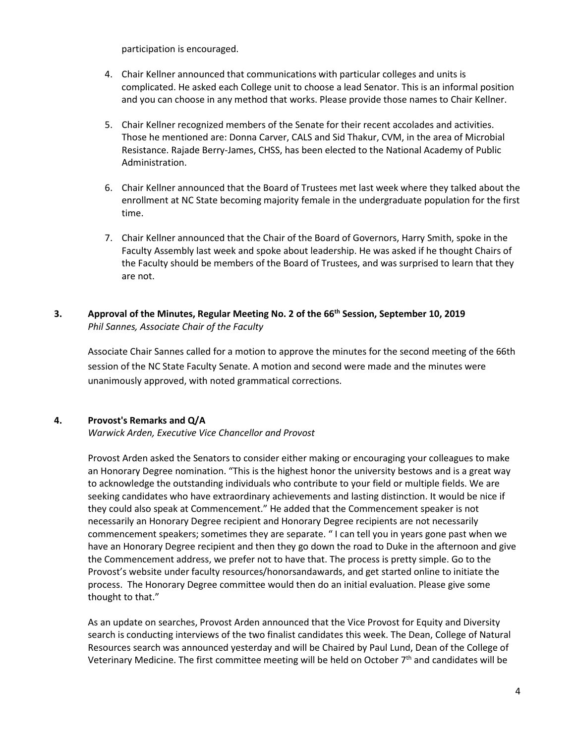participation is encouraged.

4. Chair Kellner announced that communications with particular colleges and units is complicated. He asked each College unit to choose a lead Senator. This is an informal position and you can choose in any method that works. Please provide those names to Chair Kellner.

5. Chair Kellner recognized members of the Senate for their recent accolades and activities. Those he mentioned are: Donna Carver, CALS and Sid Thakur, CVM, in the area of Microbial Resistance. Rajade Berry-James, CHSS, has been elected to the National Academy of Public Administration.

6. Chair Kellner announced that the Board of Trustees met last week where they talked about the enrollment at NC State becoming majority female in the undergraduate population for the first time.

7. Chair Kellner announced that the Chair of the Board of Governors, Harry Smith, spoke in the Faculty Assembly last week and spoke about leadership. He was asked if he thought Chairs of the Faculty should be members of the Board of Trustees, and was surprised to learn that they are not.

### 3. Approval of the Minutes, Regular Meeting No. 2 of the 66th Session, September 10, 2019

*Phil Sannes, Associate Chair of the Faculty*

Associate Chair Sannes called for a motion to approve the minutes for the second meeting of the 66th session of the NC State Faculty Senate. A motion and second were made and the minutes were unanimously approved, with noted grammatical corrections.

### 4. Provost's Remarks and Q/A

*Warwick Arden, Executive Vice Chancellor and Provost*

Provost Arden asked the Senators to consider either making or encouraging your colleagues to make an Honorary Degree nomination. "This is the highest honor the university bestows and is a great way to acknowledge the outstanding individuals who contribute to your field or multiple fields. We are seeking candidates who have extraordinary achievements and lasting distinction. It would be nice if they could also speak at Commencement." He added that the Commencement speaker is not necessarily an Honorary Degree recipient and Honorary Degree recipients are not necessarily commencement speakers; sometimes they are separate. " I can tell you in years gone past when we have an Honorary Degree recipient and then they go down the road to Duke in the afternoon and give the Commencement address, we prefer not to have that. The process is pretty simple. Go to the Provost's website under faculty resources/honorsandawards, and get started online to initiate the process. The Honorary Degree committee would then do an initial evaluation. Please give some thought to that."

As an update on searches, Provost Arden announced that the Vice Provost for Equity and Diversity search is conducting interviews of the two finalist candidates this week. The Dean, College of Natural Resources search was announced yesterday and will be Chaired by Paul Lund, Dean of the College of Veterinary Medicine. The first committee meeting will be held on October 7th and candidates will be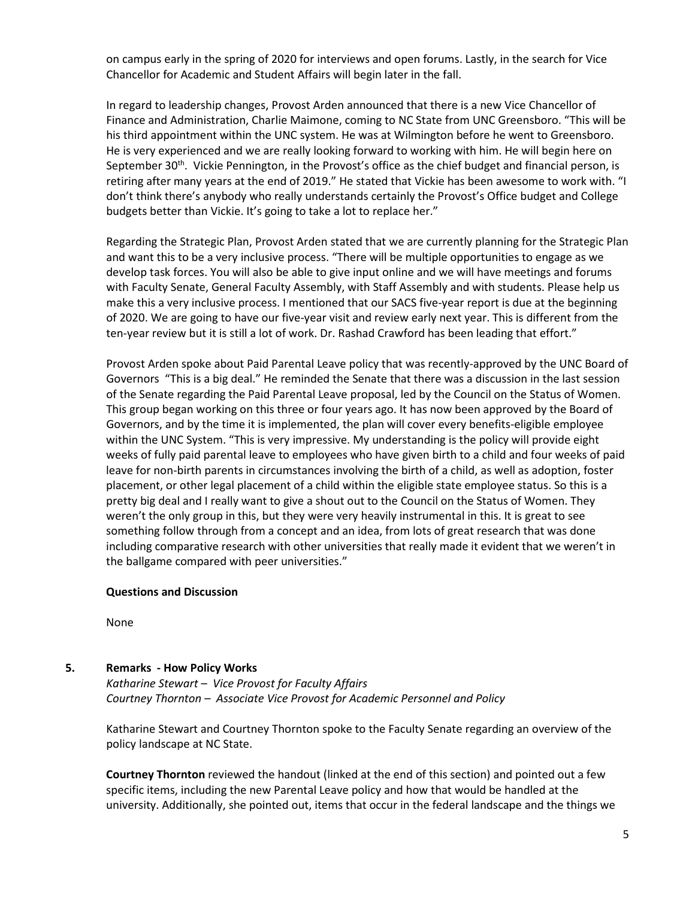on campus early in the spring of 2020 for interviews and open forums. Lastly, in the search for Vice Chancellor for Academic and Student Affairs will begin later in the fall.

In regard to leadership changes, Provost Arden announced that there is a new Vice Chancellor of Finance and Administration, Charlie Maimone, coming to NC State from UNC Greensboro. "This will be his third appointment within the UNC system. He was at Wilmington before he went to Greensboro. He is very experienced and we are really looking forward to working with him. He will begin here on September 30th. Vickie Pennington, in the Provost's office as the chief budget and financial person, is retiring after many years at the end of 2019." He stated that Vickie has been awesome to work with. "I don't think there's anybody who really understands certainly the Provost's Office budget and College budgets better than Vickie. It's going to take a lot to replace her."

Regarding the Strategic Plan, Provost Arden stated that we are currently planning for the Strategic Plan and want this to be a very inclusive process. "There will be multiple opportunities to engage as we develop task forces. You will also be able to give input online and we will have meetings and forums with Faculty Senate, General Faculty Assembly, with Staff Assembly and with students. Please help us make this a very inclusive process. I mentioned that our SACS five-year report is due at the beginning of 2020. We are going to have our five-year visit and review early next year. This is different from the ten-year review but it is still a lot of work. Dr. Rashad Crawford has been leading that effort."

Provost Arden spoke about Paid Parental Leave policy that was recently-approved by the UNC Board of Governors "This is a big deal." He reminded the Senate that there was a discussion in the last session of the Senate regarding the Paid Parental Leave proposal, led by the Council on the Status of Women. This group began working on this three or four years ago. It has now been approved by the Board of Governors, and by the time it is implemented, the plan will cover every benefits-eligible employee within the UNC System. "This is very impressive. My understanding is the policy will provide eight weeks of fully paid parental leave to employees who have given birth to a child and four weeks of paid leave for non-birth parents in circumstances involving the birth of a child, as well as adoption, foster placement, or other legal placement of a child within the eligible state employee status. So this is a pretty big deal and I really want to give a shout out to the Council on the Status of Women. They weren't the only group in this, but they were very heavily instrumental in this. It is great to see something follow through from a concept and an idea, from lots of great research that was done including comparative research with other universities that really made it evident that we weren't in the ballgame compared with peer universities."

**Questions and Discussion**

None

**5. Remarks - How Policy Works**

*Katharine Stewart – Vice Provost for Faculty Affairs*
*Courtney Thornton – Associate Vice Provost for Academic Personnel and Policy*

Katharine Stewart and Courtney Thornton spoke to the Faculty Senate regarding an overview of the policy landscape at NC State.

**Courtney Thornton** reviewed the handout (linked at the end of this section) and pointed out a few specific items, including the new Parental Leave policy and how that would be handled at the university. Additionally, she pointed out, items that occur in the federal landscape and the things we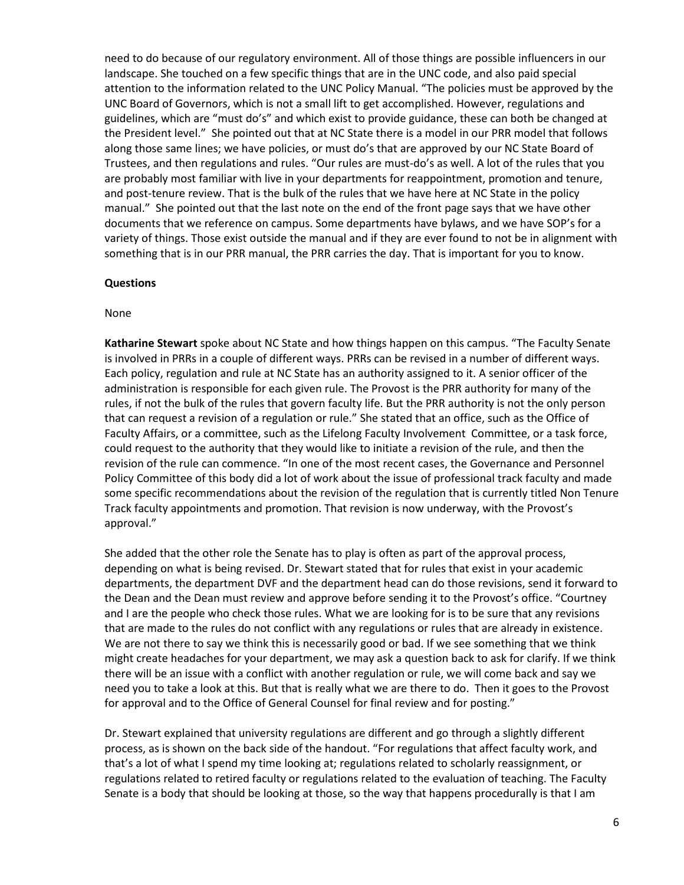need to do because of our regulatory environment. All of those things are possible influencers in our landscape. She touched on a few specific things that are in the UNC code, and also paid special attention to the information related to the UNC Policy Manual. "The policies must be approved by the UNC Board of Governors, which is not a small lift to get accomplished. However, regulations and guidelines, which are "must do's" and which exist to provide guidance, these can both be changed at the President level." She pointed out that at NC State there is a model in our PRR model that follows along those same lines; we have policies, or must do's that are approved by our NC State Board of Trustees, and then regulations and rules. "Our rules are must-do's as well. A lot of the rules that you are probably most familiar with live in your departments for reappointment, promotion and tenure, and post-tenure review. That is the bulk of the rules that we have here at NC State in the policy manual." She pointed out that the last note on the end of the front page says that we have other documents that we reference on campus. Some departments have bylaws, and we have SOP's for a variety of things. Those exist outside the manual and if they are ever found to not be in alignment with something that is in our PRR manual, the PRR carries the day. That is important for you to know.

**Questions**

None

**Katharine Stewart** spoke about NC State and how things happen on this campus. "The Faculty Senate is involved in PRRs in a couple of different ways. PRRs can be revised in a number of different ways. Each policy, regulation and rule at NC State has an authority assigned to it. A senior officer of the administration is responsible for each given rule. The Provost is the PRR authority for many of the rules, if not the bulk of the rules that govern faculty life. But the PRR authority is not the only person that can request a revision of a regulation or rule." She stated that an office, such as the Office of Faculty Affairs, or a committee, such as the Lifelong Faculty Involvement Committee, or a task force, could request to the authority that they would like to initiate a revision of the rule, and then the revision of the rule can commence. "In one of the most recent cases, the Governance and Personnel Policy Committee of this body did a lot of work about the issue of professional track faculty and made some specific recommendations about the revision of the regulation that is currently titled Non Tenure Track faculty appointments and promotion. That revision is now underway, with the Provost's approval."

She added that the other role the Senate has to play is often as part of the approval process, depending on what is being revised. Dr. Stewart stated that for rules that exist in your academic departments, the department DVF and the department head can do those revisions, send it forward to the Dean and the Dean must review and approve before sending it to the Provost's office. "Courtney and I are the people who check those rules. What we are looking for is to be sure that any revisions that are made to the rules do not conflict with any regulations or rules that are already in existence. We are not there to say we think this is necessarily good or bad. If we see something that we think might create headaches for your department, we may ask a question back to ask for clarify. If we think there will be an issue with a conflict with another regulation or rule, we will come back and say we need you to take a look at this. But that is really what we are there to do. Then it goes to the Provost for approval and to the Office of General Counsel for final review and for posting."

Dr. Stewart explained that university regulations are different and go through a slightly different process, as is shown on the back side of the handout. "For regulations that affect faculty work, and that's a lot of what I spend my time looking at; regulations related to scholarly reassignment, or regulations related to retired faculty or regulations related to the evaluation of teaching. The Faculty Senate is a body that should be looking at those, so the way that happens procedurally is that I am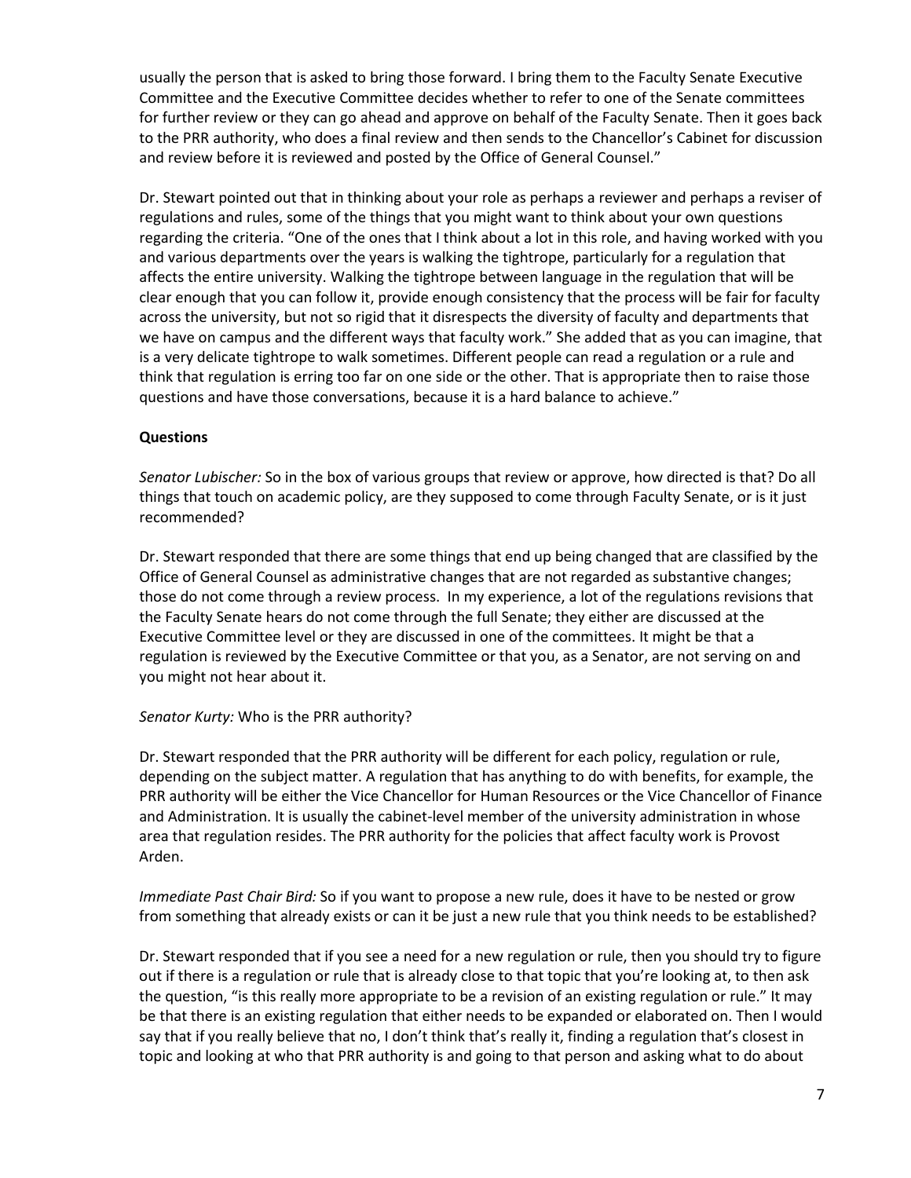usually the person that is asked to bring those forward. I bring them to the Faculty Senate Executive Committee and the Executive Committee decides whether to refer to one of the Senate committees for further review or they can go ahead and approve on behalf of the Faculty Senate. Then it goes back to the PRR authority, who does a final review and then sends to the Chancellor's Cabinet for discussion and review before it is reviewed and posted by the Office of General Counsel."

Dr. Stewart pointed out that in thinking about your role as perhaps a reviewer and perhaps a reviser of regulations and rules, some of the things that you might want to think about your own questions regarding the criteria. "One of the ones that I think about a lot in this role, and having worked with you and various departments over the years is walking the tightrope, particularly for a regulation that affects the entire university. Walking the tightrope between language in the regulation that will be clear enough that you can follow it, provide enough consistency that the process will be fair for faculty across the university, but not so rigid that it disrespects the diversity of faculty and departments that we have on campus and the different ways that faculty work." She added that as you can imagine, that is a very delicate tightrope to walk sometimes. Different people can read a regulation or a rule and think that regulation is erring too far on one side or the other. That is appropriate then to raise those questions and have those conversations, because it is a hard balance to achieve."

**Questions**

*Senator Lubischer:* So in the box of various groups that review or approve, how directed is that? Do all things that touch on academic policy, are they supposed to come through Faculty Senate, or is it just recommended?

Dr. Stewart responded that there are some things that end up being changed that are classified by the Office of General Counsel as administrative changes that are not regarded as substantive changes; those do not come through a review process. In my experience, a lot of the regulations revisions that the Faculty Senate hears do not come through the full Senate; they either are discussed at the Executive Committee level or they are discussed in one of the committees. It might be that a regulation is reviewed by the Executive Committee or that you, as a Senator, are not serving on and you might not hear about it.

*Senator Kurty:* Who is the PRR authority?

Dr. Stewart responded that the PRR authority will be different for each policy, regulation or rule, depending on the subject matter. A regulation that has anything to do with benefits, for example, the PRR authority will be either the Vice Chancellor for Human Resources or the Vice Chancellor of Finance and Administration. It is usually the cabinet-level member of the university administration in whose area that regulation resides. The PRR authority for the policies that affect faculty work is Provost Arden.

*Immediate Past Chair Bird:* So if you want to propose a new rule, does it have to be nested or grow from something that already exists or can it be just a new rule that you think needs to be established?

Dr. Stewart responded that if you see a need for a new regulation or rule, then you should try to figure out if there is a regulation or rule that is already close to that topic that you're looking at, to then ask the question, "is this really more appropriate to be a revision of an existing regulation or rule." It may be that there is an existing regulation that either needs to be expanded or elaborated on. Then I would say that if you really believe that no, I don't think that's really it, finding a regulation that's closest in topic and looking at who that PRR authority is and going to that person and asking what to do about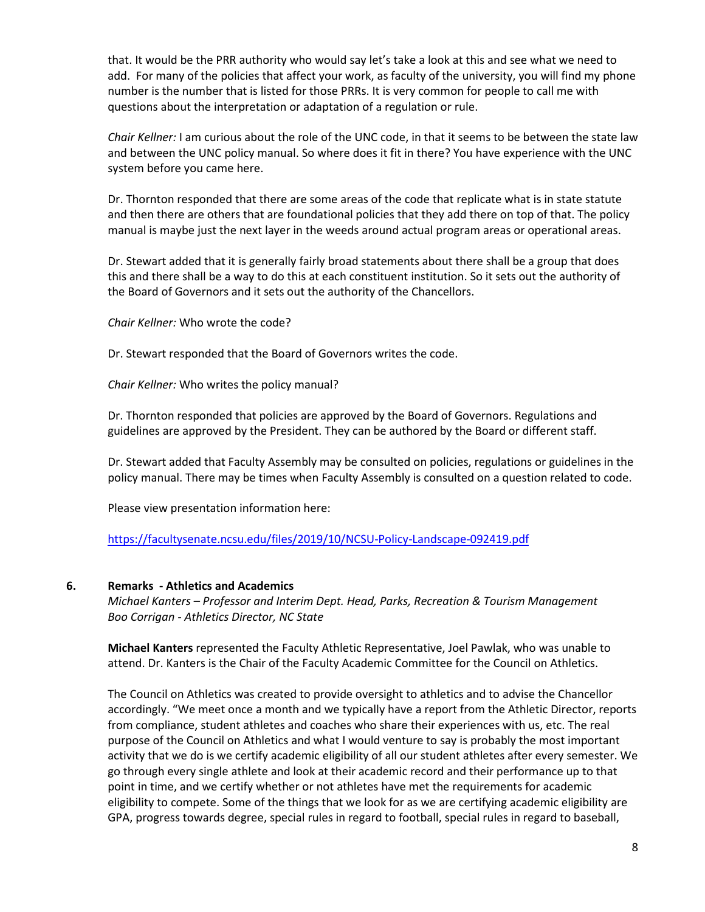that. It would be the PRR authority who would say let's take a look at this and see what we need to add. For many of the policies that affect your work, as faculty of the university, you will find my phone number is the number that is listed for those PRRs. It is very common for people to call me with questions about the interpretation or adaptation of a regulation or rule.

*Chair Kellner:* I am curious about the role of the UNC code, in that it seems to be between the state law and between the UNC policy manual. So where does it fit in there? You have experience with the UNC system before you came here.

Dr. Thornton responded that there are some areas of the code that replicate what is in state statute and then there are others that are foundational policies that they add there on top of that. The policy manual is maybe just the next layer in the weeds around actual program areas or operational areas.

Dr. Stewart added that it is generally fairly broad statements about there shall be a group that does this and there shall be a way to do this at each constituent institution. So it sets out the authority of the Board of Governors and it sets out the authority of the Chancellors.

*Chair Kellner:* Who wrote the code?

Dr. Stewart responded that the Board of Governors writes the code.

*Chair Kellner:* Who writes the policy manual?

Dr. Thornton responded that policies are approved by the Board of Governors. Regulations and guidelines are approved by the President. They can be authored by the Board or different staff.

Dr. Stewart added that Faculty Assembly may be consulted on policies, regulations or guidelines in the policy manual. There may be times when Faculty Assembly is consulted on a question related to code.

Please view presentation information here:

https://facultysenate.ncsu.edu/files/2019/10/NCSU-Policy-Landscape-092419.pdf

## 6. Remarks - Athletics and Academics

*Michael Kanters – Professor and Interim Dept. Head, Parks, Recreation & Tourism Management*
*Boo Corrigan - Athletics Director, NC State*

**Michael Kanters** represented the Faculty Athletic Representative, Joel Pawlak, who was unable to attend. Dr. Kanters is the Chair of the Faculty Academic Committee for the Council on Athletics.

The Council on Athletics was created to provide oversight to athletics and to advise the Chancellor accordingly. "We meet once a month and we typically have a report from the Athletic Director, reports from compliance, student athletes and coaches who share their experiences with us, etc. The real purpose of the Council on Athletics and what I would venture to say is probably the most important activity that we do is we certify academic eligibility of all our student athletes after every semester. We go through every single athlete and look at their academic record and their performance up to that point in time, and we certify whether or not athletes have met the requirements for academic eligibility to compete. Some of the things that we look for as we are certifying academic eligibility are GPA, progress towards degree, special rules in regard to football, special rules in regard to baseball,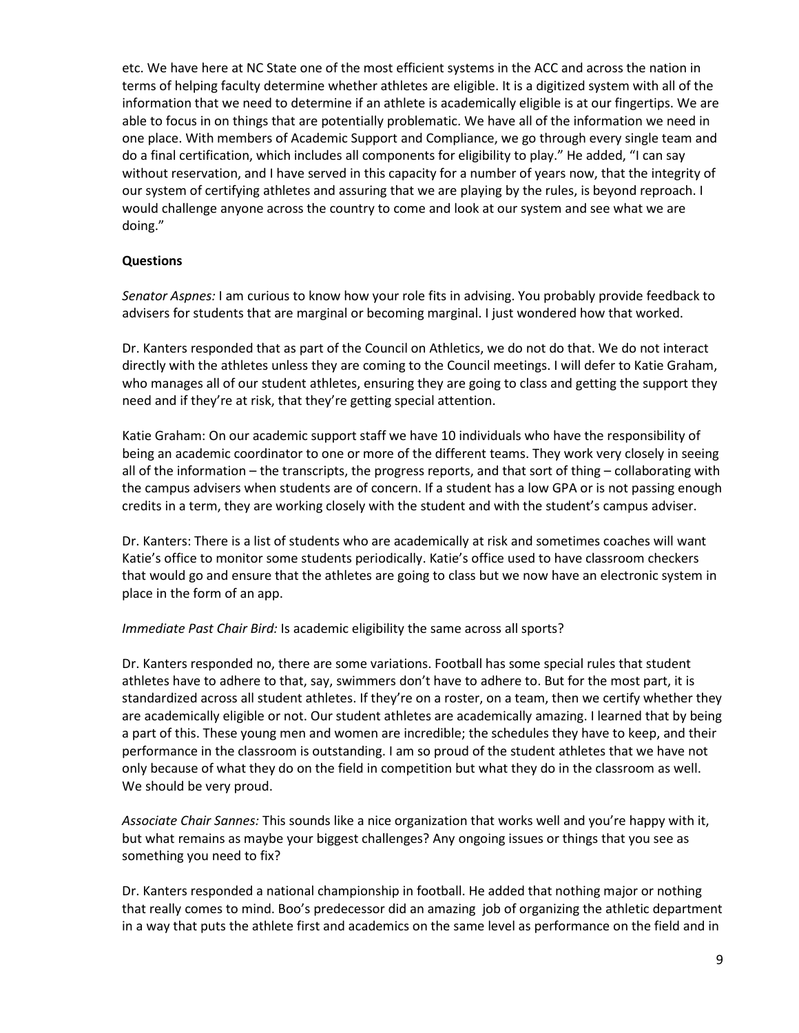etc. We have here at NC State one of the most efficient systems in the ACC and across the nation in terms of helping faculty determine whether athletes are eligible. It is a digitized system with all of the information that we need to determine if an athlete is academically eligible is at our fingertips. We are able to focus in on things that are potentially problematic. We have all of the information we need in one place. With members of Academic Support and Compliance, we go through every single team and do a final certification, which includes all components for eligibility to play." He added, "I can say without reservation, and I have served in this capacity for a number of years now, that the integrity of our system of certifying athletes and assuring that we are playing by the rules, is beyond reproach. I would challenge anyone across the country to come and look at our system and see what we are doing."

**Questions**

*Senator Aspnes:* I am curious to know how your role fits in advising. You probably provide feedback to advisers for students that are marginal or becoming marginal. I just wondered how that worked.

Dr. Kanters responded that as part of the Council on Athletics, we do not do that. We do not interact directly with the athletes unless they are coming to the Council meetings. I will defer to Katie Graham, who manages all of our student athletes, ensuring they are going to class and getting the support they need and if they're at risk, that they're getting special attention.

Katie Graham: On our academic support staff we have 10 individuals who have the responsibility of being an academic coordinator to one or more of the different teams. They work very closely in seeing all of the information – the transcripts, the progress reports, and that sort of thing – collaborating with the campus advisers when students are of concern. If a student has a low GPA or is not passing enough credits in a term, they are working closely with the student and with the student's campus adviser.

Dr. Kanters: There is a list of students who are academically at risk and sometimes coaches will want Katie's office to monitor some students periodically. Katie's office used to have classroom checkers that would go and ensure that the athletes are going to class but we now have an electronic system in place in the form of an app.

*Immediate Past Chair Bird:* Is academic eligibility the same across all sports?

Dr. Kanters responded no, there are some variations. Football has some special rules that student athletes have to adhere to that, say, swimmers don't have to adhere to. But for the most part, it is standardized across all student athletes. If they're on a roster, on a team, then we certify whether they are academically eligible or not. Our student athletes are academically amazing. I learned that by being a part of this. These young men and women are incredible; the schedules they have to keep, and their performance in the classroom is outstanding. I am so proud of the student athletes that we have not only because of what they do on the field in competition but what they do in the classroom as well. We should be very proud.

*Associate Chair Sannes:* This sounds like a nice organization that works well and you're happy with it, but what remains as maybe your biggest challenges? Any ongoing issues or things that you see as something you need to fix?

Dr. Kanters responded a national championship in football. He added that nothing major or nothing that really comes to mind. Boo's predecessor did an amazing job of organizing the athletic department in a way that puts the athlete first and academics on the same level as performance on the field and in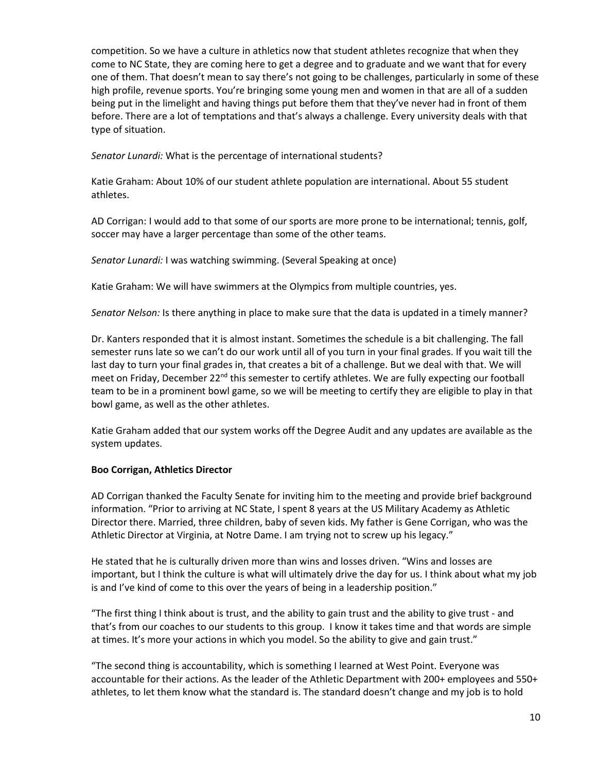competition. So we have a culture in athletics now that student athletes recognize that when they come to NC State, they are coming here to get a degree and to graduate and we want that for every one of them. That doesn't mean to say there's not going to be challenges, particularly in some of these high profile, revenue sports. You're bringing some young men and women in that are all of a sudden being put in the limelight and having things put before them that they've never had in front of them before. There are a lot of temptations and that's always a challenge. Every university deals with that type of situation.

*Senator Lunardi:* What is the percentage of international students?

Katie Graham: About 10% of our student athlete population are international. About 55 student athletes.

AD Corrigan: I would add to that some of our sports are more prone to be international; tennis, golf, soccer may have a larger percentage than some of the other teams.

*Senator Lunardi:* I was watching swimming. (Several Speaking at once)

Katie Graham: We will have swimmers at the Olympics from multiple countries, yes.

*Senator Nelson:* Is there anything in place to make sure that the data is updated in a timely manner?

Dr. Kanters responded that it is almost instant. Sometimes the schedule is a bit challenging. The fall semester runs late so we can't do our work until all of you turn in your final grades. If you wait till the last day to turn your final grades in, that creates a bit of a challenge. But we deal with that. We will meet on Friday, December 22nd this semester to certify athletes. We are fully expecting our football team to be in a prominent bowl game, so we will be meeting to certify they are eligible to play in that bowl game, as well as the other athletes.

Katie Graham added that our system works off the Degree Audit and any updates are available as the system updates.

**Boo Corrigan, Athletics Director**

AD Corrigan thanked the Faculty Senate for inviting him to the meeting and provide brief background information. "Prior to arriving at NC State, I spent 8 years at the US Military Academy as Athletic Director there. Married, three children, baby of seven kids. My father is Gene Corrigan, who was the Athletic Director at Virginia, at Notre Dame. I am trying not to screw up his legacy."

He stated that he is culturally driven more than wins and losses driven. "Wins and losses are important, but I think the culture is what will ultimately drive the day for us. I think about what my job is and I've kind of come to this over the years of being in a leadership position."

"The first thing I think about is trust, and the ability to gain trust and the ability to give trust - and that's from our coaches to our students to this group. I know it takes time and that words are simple at times. It's more your actions in which you model. So the ability to give and gain trust."

"The second thing is accountability, which is something I learned at West Point. Everyone was accountable for their actions. As the leader of the Athletic Department with 200+ employees and 550+ athletes, to let them know what the standard is. The standard doesn't change and my job is to hold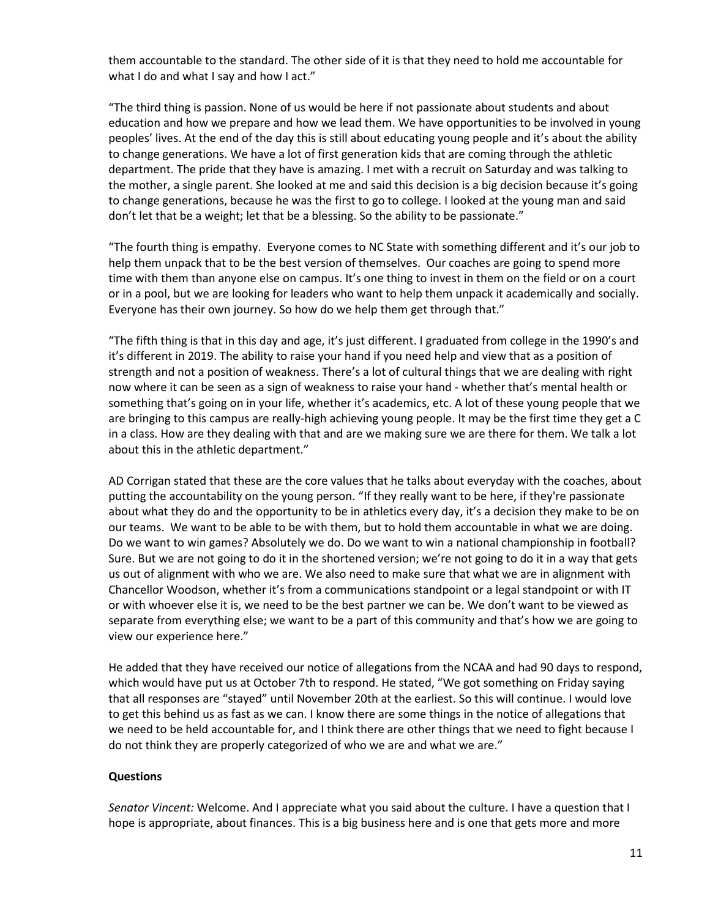them accountable to the standard. The other side of it is that they need to hold me accountable for what I do and what I say and how I act."

"The third thing is passion. None of us would be here if not passionate about students and about education and how we prepare and how we lead them. We have opportunities to be involved in young peoples' lives. At the end of the day this is still about educating young people and it's about the ability to change generations. We have a lot of first generation kids that are coming through the athletic department. The pride that they have is amazing. I met with a recruit on Saturday and was talking to the mother, a single parent. She looked at me and said this decision is a big decision because it's going to change generations, because he was the first to go to college. I looked at the young man and said don't let that be a weight; let that be a blessing. So the ability to be passionate."

"The fourth thing is empathy. Everyone comes to NC State with something different and it's our job to help them unpack that to be the best version of themselves. Our coaches are going to spend more time with them than anyone else on campus. It's one thing to invest in them on the field or on a court or in a pool, but we are looking for leaders who want to help them unpack it academically and socially. Everyone has their own journey. So how do we help them get through that."

"The fifth thing is that in this day and age, it's just different. I graduated from college in the 1990's and it's different in 2019. The ability to raise your hand if you need help and view that as a position of strength and not a position of weakness. There's a lot of cultural things that we are dealing with right now where it can be seen as a sign of weakness to raise your hand - whether that's mental health or something that's going on in your life, whether it's academics, etc. A lot of these young people that we are bringing to this campus are really-high achieving young people. It may be the first time they get a C in a class. How are they dealing with that and are we making sure we are there for them. We talk a lot about this in the athletic department."

AD Corrigan stated that these are the core values that he talks about everyday with the coaches, about putting the accountability on the young person. "If they really want to be here, if they're passionate about what they do and the opportunity to be in athletics every day, it's a decision they make to be on our teams. We want to be able to be with them, but to hold them accountable in what we are doing. Do we want to win games? Absolutely we do. Do we want to win a national championship in football? Sure. But we are not going to do it in the shortened version; we're not going to do it in a way that gets us out of alignment with who we are. We also need to make sure that what we are in alignment with Chancellor Woodson, whether it's from a communications standpoint or a legal standpoint or with IT or with whoever else it is, we need to be the best partner we can be. We don't want to be viewed as separate from everything else; we want to be a part of this community and that's how we are going to view our experience here."

He added that they have received our notice of allegations from the NCAA and had 90 days to respond, which would have put us at October 7th to respond. He stated, "We got something on Friday saying that all responses are "stayed" until November 20th at the earliest. So this will continue. I would love to get this behind us as fast as we can. I know there are some things in the notice of allegations that we need to be held accountable for, and I think there are other things that we need to fight because I do not think they are properly categorized of who we are and what we are."

**Questions**

*Senator Vincent:* Welcome. And I appreciate what you said about the culture. I have a question that I hope is appropriate, about finances. This is a big business here and is one that gets more and more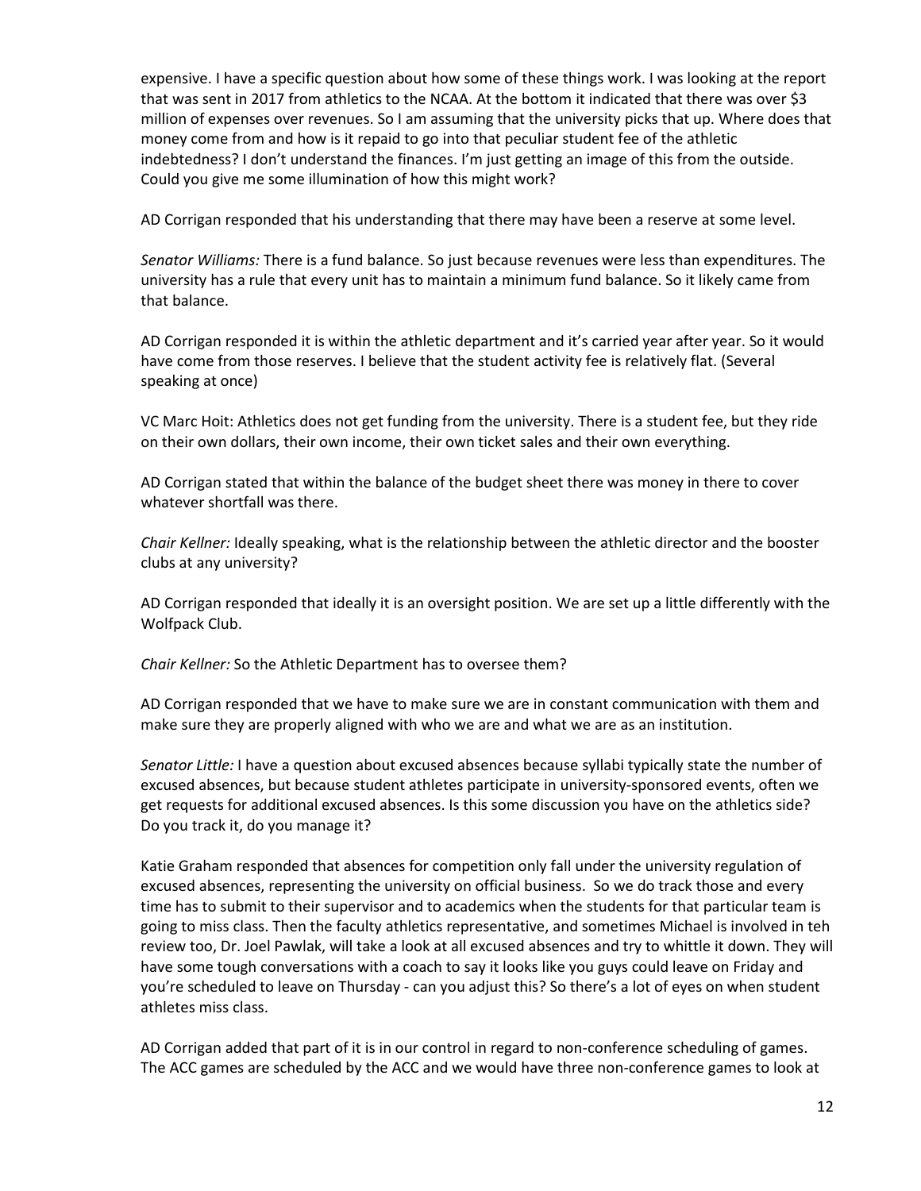expensive. I have a specific question about how some of these things work. I was looking at the report that was sent in 2017 from athletics to the NCAA. At the bottom it indicated that there was over $3 million of expenses over revenues. So I am assuming that the university picks that up. Where does that money come from and how is it repaid to go into that peculiar student fee of the athletic indebtedness? I don't understand the finances. I'm just getting an image of this from the outside. Could you give me some illumination of how this might work?

AD Corrigan responded that his understanding that there may have been a reserve at some level.

*Senator Williams:* There is a fund balance. So just because revenues were less than expenditures. The university has a rule that every unit has to maintain a minimum fund balance. So it likely came from that balance.

AD Corrigan responded it is within the athletic department and it's carried year after year. So it would have come from those reserves. I believe that the student activity fee is relatively flat. (Several speaking at once)

VC Marc Hoit: Athletics does not get funding from the university. There is a student fee, but they ride on their own dollars, their own income, their own ticket sales and their own everything.

AD Corrigan stated that within the balance of the budget sheet there was money in there to cover whatever shortfall was there.

*Chair Kellner:* Ideally speaking, what is the relationship between the athletic director and the booster clubs at any university?

AD Corrigan responded that ideally it is an oversight position. We are set up a little differently with the Wolfpack Club.

*Chair Kellner:* So the Athletic Department has to oversee them?

AD Corrigan responded that we have to make sure we are in constant communication with them and make sure they are properly aligned with who we are and what we are as an institution.

*Senator Little:* I have a question about excused absences because syllabi typically state the number of excused absences, but because student athletes participate in university-sponsored events, often we get requests for additional excused absences. Is this some discussion you have on the athletics side? Do you track it, do you manage it?

Katie Graham responded that absences for competition only fall under the university regulation of excused absences, representing the university on official business. So we do track those and every time has to submit to their supervisor and to academics when the students for that particular team is going to miss class. Then the faculty athletics representative, and sometimes Michael is involved in teh review too, Dr. Joel Pawlak, will take a look at all excused absences and try to whittle it down. They will have some tough conversations with a coach to say it looks like you guys could leave on Friday and you're scheduled to leave on Thursday - can you adjust this? So there's a lot of eyes on when student athletes miss class.

AD Corrigan added that part of it is in our control in regard to non-conference scheduling of games. The ACC games are scheduled by the ACC and we would have three non-conference games to look at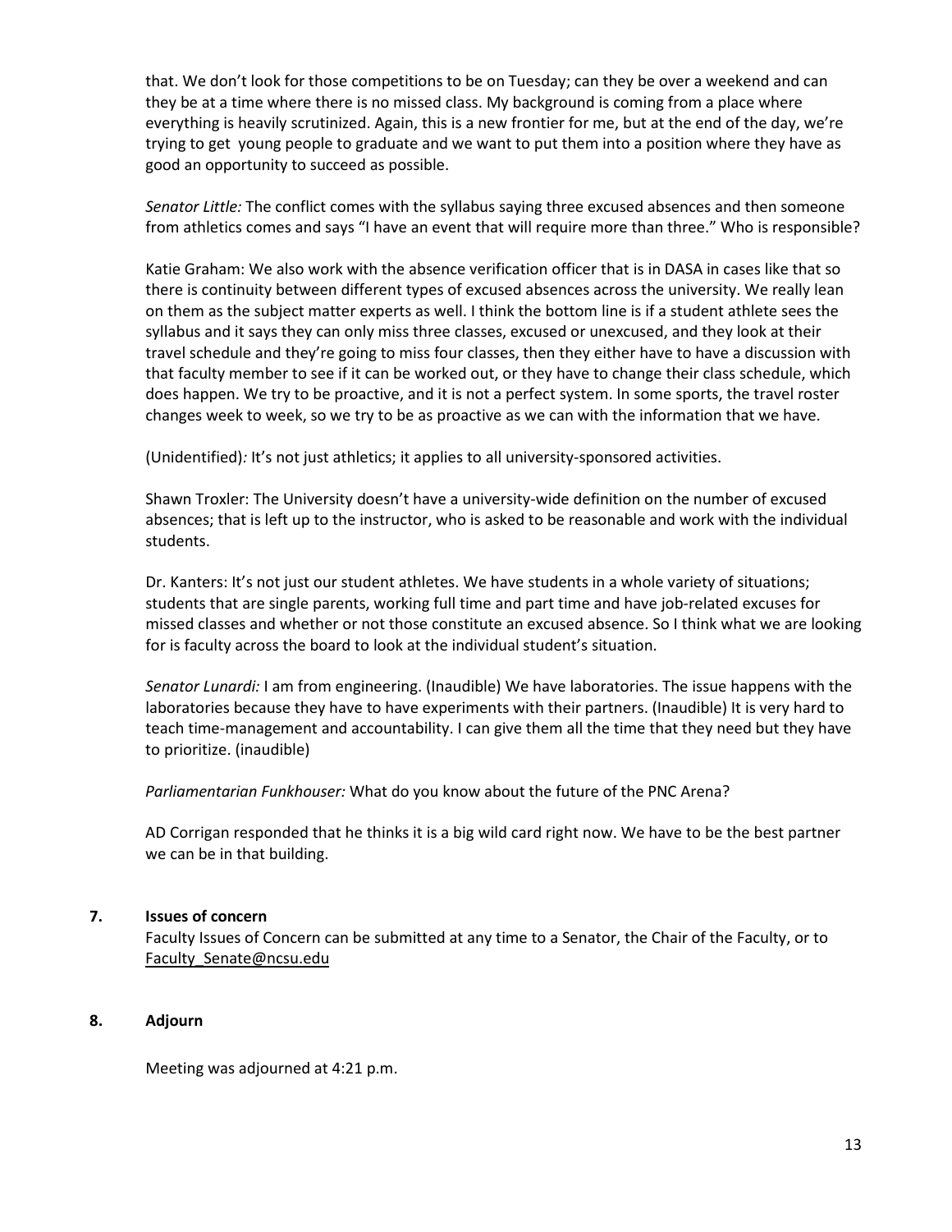that. We don't look for those competitions to be on Tuesday; can they be over a weekend and can they be at a time where there is no missed class. My background is coming from a place where everything is heavily scrutinized. Again, this is a new frontier for me, but at the end of the day, we're trying to get young people to graduate and we want to put them into a position where they have as good an opportunity to succeed as possible.

*Senator Little:* The conflict comes with the syllabus saying three excused absences and then someone from athletics comes and says "I have an event that will require more than three." Who is responsible?

Katie Graham: We also work with the absence verification officer that is in DASA in cases like that so there is continuity between different types of excused absences across the university. We really lean on them as the subject matter experts as well. I think the bottom line is if a student athlete sees the syllabus and it says they can only miss three classes, excused or unexcused, and they look at their travel schedule and they're going to miss four classes, then they either have to have a discussion with that faculty member to see if it can be worked out, or they have to change their class schedule, which does happen. We try to be proactive, and it is not a perfect system. In some sports, the travel roster changes week to week, so we try to be as proactive as we can with the information that we have.

(Unidentified)*:* It's not just athletics; it applies to all university-sponsored activities.

Shawn Troxler: The University doesn't have a university-wide definition on the number of excused absences; that is left up to the instructor, who is asked to be reasonable and work with the individual students.

Dr. Kanters: It's not just our student athletes. We have students in a whole variety of situations; students that are single parents, working full time and part time and have job-related excuses for missed classes and whether or not those constitute an excused absence. So I think what we are looking for is faculty across the board to look at the individual student's situation.

*Senator Lunardi:* I am from engineering. (Inaudible) We have laboratories. The issue happens with the laboratories because they have to have experiments with their partners. (Inaudible) It is very hard to teach time-management and accountability. I can give them all the time that they need but they have to prioritize. (inaudible)

*Parliamentarian Funkhouser:* What do you know about the future of the PNC Arena?

AD Corrigan responded that he thinks it is a big wild card right now. We have to be the best partner we can be in that building.

## 7. Issues of concern

Faculty Issues of Concern can be submitted at any time to a Senator, the Chair of the Faculty, or to Faculty_Senate@ncsu.edu

## 8. Adjourn

Meeting was adjourned at 4:21 p.m.